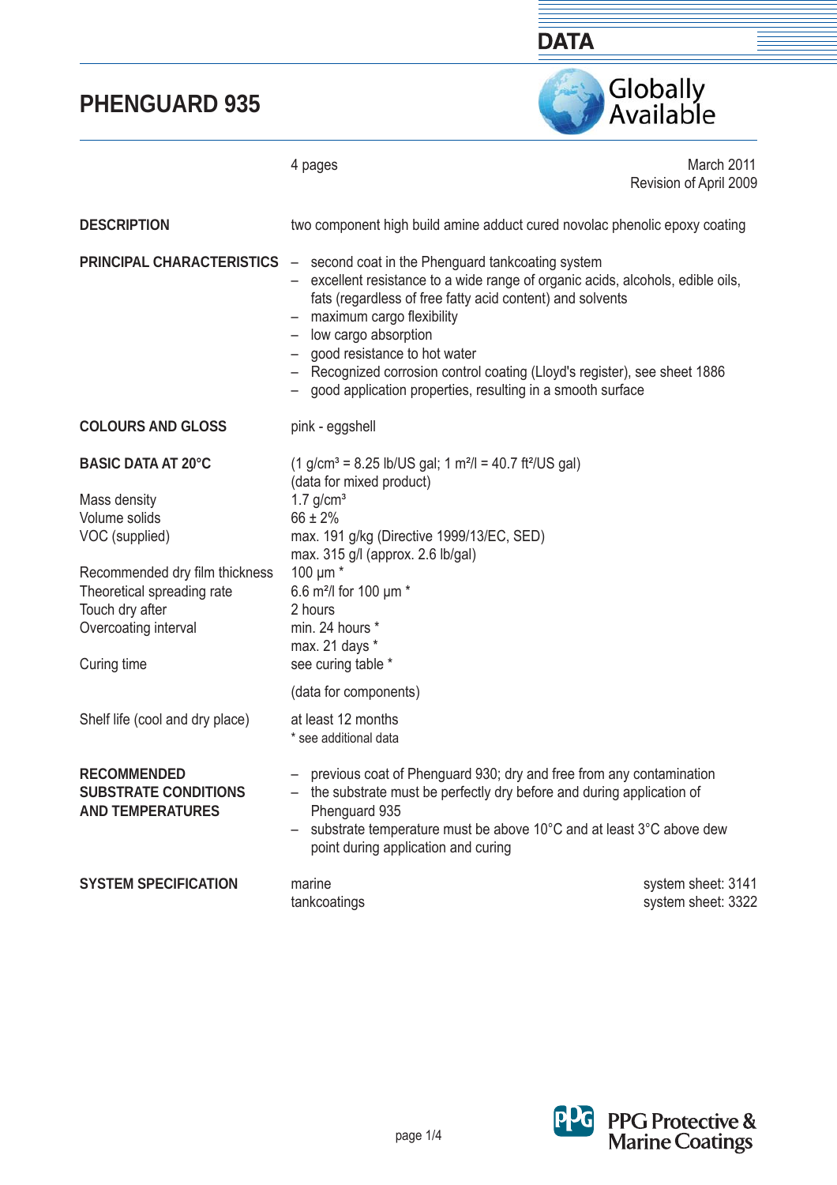# PHENGUARD 935

4 pages

March 2011
Revision of April 2009

**DESCRIPTION**

two component high build amine adduct cured novolac phenolic epoxy coating

**PRINCIPAL CHARACTERISTICS**

- second coat in the Phenguard tankcoating system
- excellent resistance to a wide range of organic acids, alcohols, edible oils, fats (regardless of free fatty acid content) and solvents
- maximum cargo flexibility
- low cargo absorption
- good resistance to hot water
- Recognized corrosion control coating (Lloyd's register), see sheet 1886
- good application properties, resulting in a smooth surface

**COLOURS AND GLOSS**

pink - eggshell

**BASIC DATA AT 20°C**

(1 g/cm³ = 8.25 lb/US gal; 1 m²/l = 40.7 ft²/US gal)

| | |
|---|---|
| | (data for mixed product) |
| Mass density | 1.7 g/cm³ |
| Volume solids | 66 ± 2% |
| VOC (supplied) | max. 191 g/kg (Directive 1999/13/EC, SED) |
| | max. 315 g/l (approx. 2.6 lb/gal) |
| Recommended dry film thickness | 100 µm * |
| Theoretical spreading rate | 6.6 m²/l for 100 µm * |
| Touch dry after | 2 hours |
| Overcoating interval | min. 24 hours * |
| | max. 21 days * |
| Curing time | see curing table * |
| | (data for components) |
| Shelf life (cool and dry place) | at least 12 months |

\* see additional data

**RECOMMENDED SUBSTRATE CONDITIONS AND TEMPERATURES**

- previous coat of Phenguard 930; dry and free from any contamination
- the substrate must be perfectly dry before and during application of Phenguard 935
- substrate temperature must be above 10°C and at least 3°C above dew point during application and curing

**SYSTEM SPECIFICATION**

| | |
|---|---|
| marine | system sheet: 3141 |
| tankcoatings | system sheet: 3322 |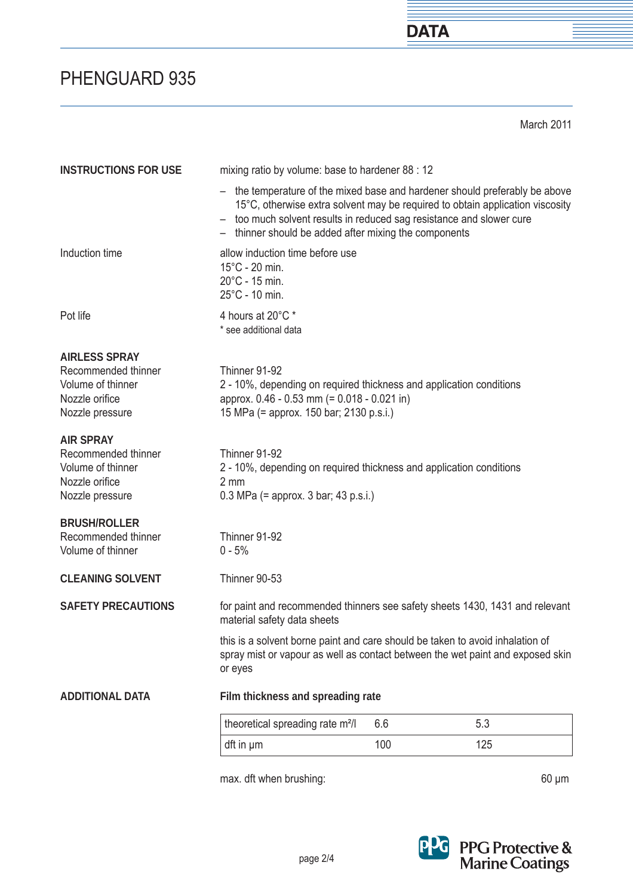# PHENGUARD 935

March 2011

**INSTRUCTIONS FOR USE**

mixing ratio by volume: base to hardener 88 : 12

- the temperature of the mixed base and hardener should preferably be above 15°C, otherwise extra solvent may be required to obtain application viscosity
- too much solvent results in reduced sag resistance and slower cure
- thinner should be added after mixing the components

Induction time

allow induction time before use
15°C - 20 min.
20°C - 15 min.
25°C - 10 min.

Pot life

4 hours at 20°C *
* see additional data

**AIRLESS SPRAY**

Recommended thinner: Thinner 91-92
Volume of thinner: 2 - 10%, depending on required thickness and application conditions
Nozzle orifice: approx. 0.46 - 0.53 mm (= 0.018 - 0.021 in)
Nozzle pressure: 15 MPa (= approx. 150 bar; 2130 p.s.i.)

**AIR SPRAY**

Recommended thinner: Thinner 91-92
Volume of thinner: 2 - 10%, depending on required thickness and application conditions
Nozzle orifice: 2 mm
Nozzle pressure: 0.3 MPa (= approx. 3 bar; 43 p.s.i.)

**BRUSH/ROLLER**

Recommended thinner: Thinner 91-92
Volume of thinner: 0 - 5%

**CLEANING SOLVENT**

Thinner 90-53

**SAFETY PRECAUTIONS**

for paint and recommended thinners see safety sheets 1430, 1431 and relevant material safety data sheets

this is a solvent borne paint and care should be taken to avoid inhalation of spray mist or vapour as well as contact between the wet paint and exposed skin or eyes

**ADDITIONAL DATA**

**Film thickness and spreading rate**

| theoretical spreading rate m²/l | 6.6 | 5.3 |
|---|---|---|
| dft in µm | 100 | 125 |

max. dft when brushing: 60 µm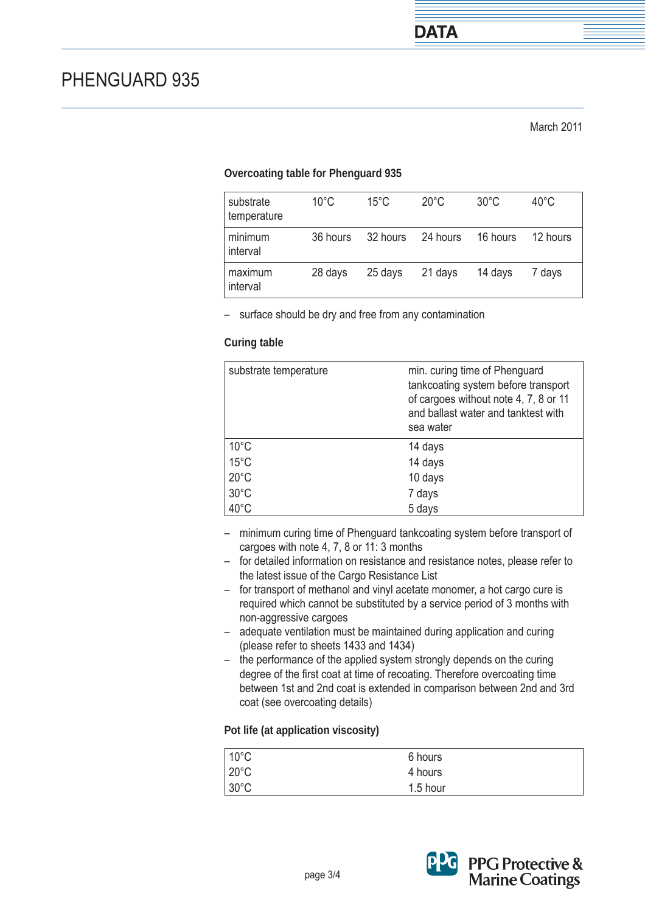# PHENGUARD 935

March 2011

### Overcoating table for Phenguard 935

| substrate temperature | 10°C | 15°C | 20°C | 30°C | 40°C |
|---|---|---|---|---|---|
| minimum interval | 36 hours | 32 hours | 24 hours | 16 hours | 12 hours |
| maximum interval | 28 days | 25 days | 21 days | 14 days | 7 days |

- surface should be dry and free from any contamination

### Curing table

| substrate temperature | min. curing time of Phenguard tankcoating system before transport of cargoes without note 4, 7, 8 or 11 and ballast water and tanktest with sea water |
|---|---|
| 10°C | 14 days |
| 15°C | 14 days |
| 20°C | 10 days |
| 30°C | 7 days |
| 40°C | 5 days |

- minimum curing time of Phenguard tankcoating system before transport of cargoes with note 4, 7, 8 or 11: 3 months
- for detailed information on resistance and resistance notes, please refer to the latest issue of the Cargo Resistance List
- for transport of methanol and vinyl acetate monomer, a hot cargo cure is required which cannot be substituted by a service period of 3 months with non-aggressive cargoes
- adequate ventilation must be maintained during application and curing (please refer to sheets 1433 and 1434)
- the performance of the applied system strongly depends on the curing degree of the first coat at time of recoating. Therefore overcoating time between 1st and 2nd coat is extended in comparison between 2nd and 3rd coat (see overcoating details)

### Pot life (at application viscosity)

| | |
|---|---|
| 10°C | 6 hours |
| 20°C | 4 hours |
| 30°C | 1.5 hour |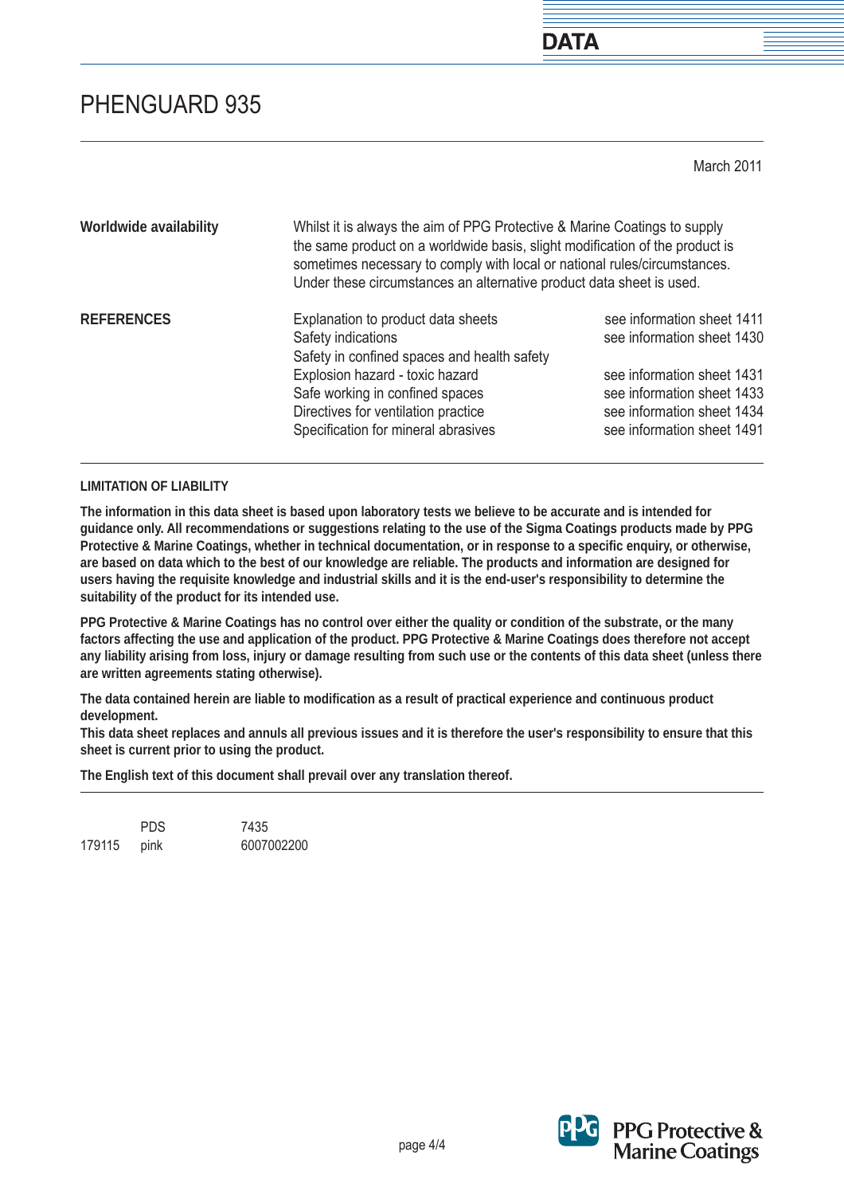# PHENGUARD 935

March 2011

| | | |
|---|---|---|
| **Worldwide availability** | Whilst it is always the aim of PPG Protective & Marine Coatings to supply the same product on a worldwide basis, slight modification of the product is sometimes necessary to comply with local or national rules/circumstances. Under these circumstances an alternative product data sheet is used. | |
| **REFERENCES** | Explanation to product data sheets | see information sheet 1411 |
| | Safety indications | see information sheet 1430 |
| | Safety in confined spaces and health safety | |
| | Explosion hazard - toxic hazard | see information sheet 1431 |
| | Safe working in confined spaces | see information sheet 1433 |
| | Directives for ventilation practice | see information sheet 1434 |
| | Specification for mineral abrasives | see information sheet 1491 |

**LIMITATION OF LIABILITY**

**The information in this data sheet is based upon laboratory tests we believe to be accurate and is intended for guidance only. All recommendations or suggestions relating to the use of the Sigma Coatings products made by PPG Protective & Marine Coatings, whether in technical documentation, or in response to a specific enquiry, or otherwise, are based on data which to the best of our knowledge are reliable. The products and information are designed for users having the requisite knowledge and industrial skills and it is the end-user's responsibility to determine the suitability of the product for its intended use.**

**PPG Protective & Marine Coatings has no control over either the quality or condition of the substrate, or the many factors affecting the use and application of the product. PPG Protective & Marine Coatings does therefore not accept any liability arising from loss, injury or damage resulting from such use or the contents of this data sheet (unless there are written agreements stating otherwise).**

**The data contained herein are liable to modification as a result of practical experience and continuous product development.**
**This data sheet replaces and annuls all previous issues and it is therefore the user's responsibility to ensure that this sheet is current prior to using the product.**

**The English text of this document shall prevail over any translation thereof.**

| | | |
|---|---|---|
| | PDS | 7435 |
| 179115 | pink | 6007002200 |